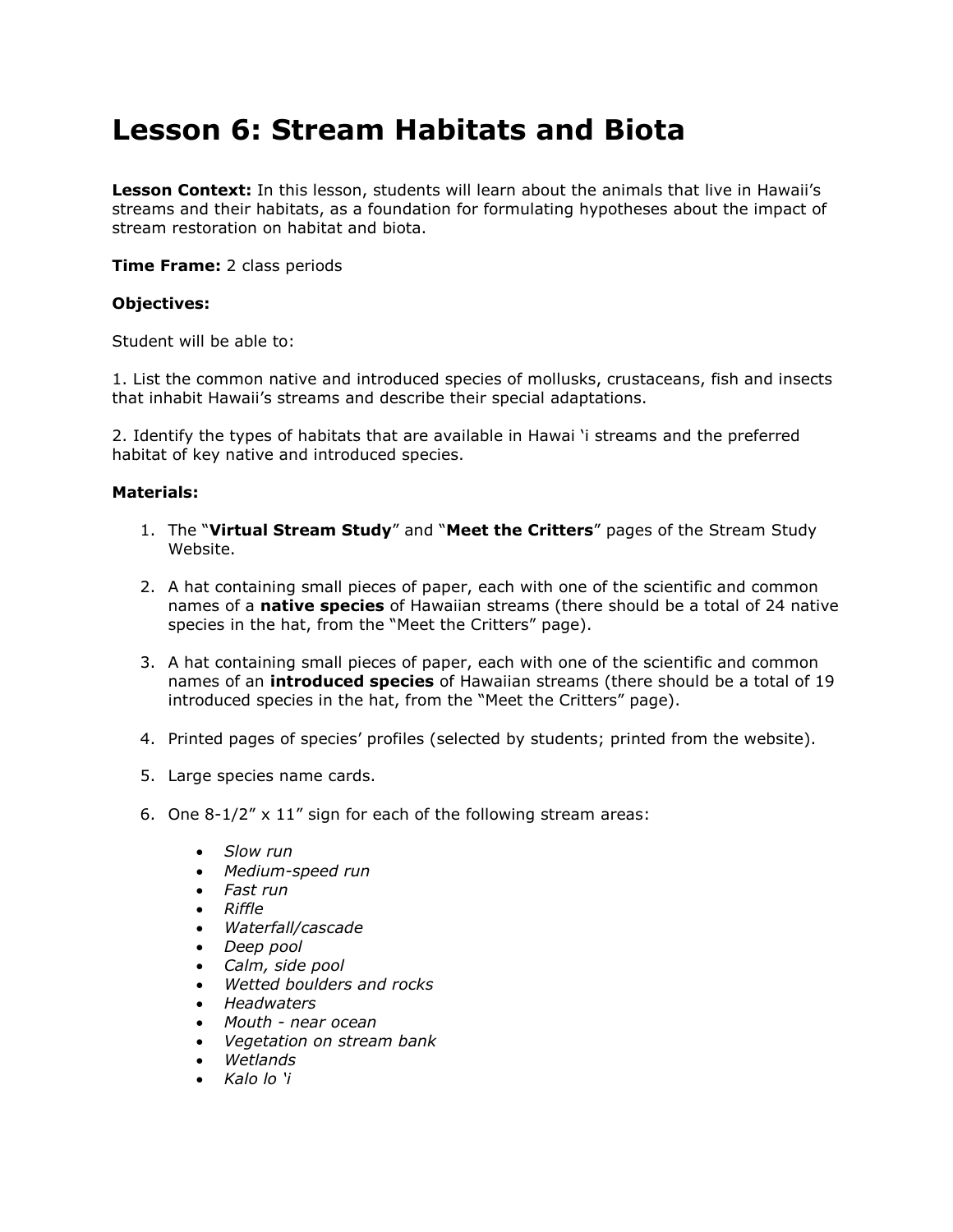# Lesson 6: Stream Habitats and Biota

**Lesson Context:** In this lesson, students will learn about the animals that live in Hawaii's streams and their habitats, as a foundation for formulating hypotheses about the impact of stream restoration on habitat and biota.

**Time Frame:** 2 class periods

**Objectives:**

Student will be able to:

1. List the common native and introduced species of mollusks, crustaceans, fish and insects that inhabit Hawaii's streams and describe their special adaptations.

2. Identify the types of habitats that are available in Hawai 'i streams and the preferred habitat of key native and introduced species.

**Materials:**

1. The "**Virtual Stream Study**" and "**Meet the Critters**" pages of the Stream Study Website.

2. A hat containing small pieces of paper, each with one of the scientific and common names of a **native species** of Hawaiian streams (there should be a total of 24 native species in the hat, from the "Meet the Critters" page).

3. A hat containing small pieces of paper, each with one of the scientific and common names of an **introduced species** of Hawaiian streams (there should be a total of 19 introduced species in the hat, from the "Meet the Critters" page).

4. Printed pages of species' profiles (selected by students; printed from the website).

5. Large species name cards.

6. One 8-1/2" x 11" sign for each of the following stream areas:

    - *Slow run*
    - *Medium-speed run*
    - *Fast run*
    - *Riffle*
    - *Waterfall/cascade*
    - *Deep pool*
    - *Calm, side pool*
    - *Wetted boulders and rocks*
    - *Headwaters*
    - *Mouth - near ocean*
    - *Vegetation on stream bank*
    - *Wetlands*
    - *Kalo lo 'i*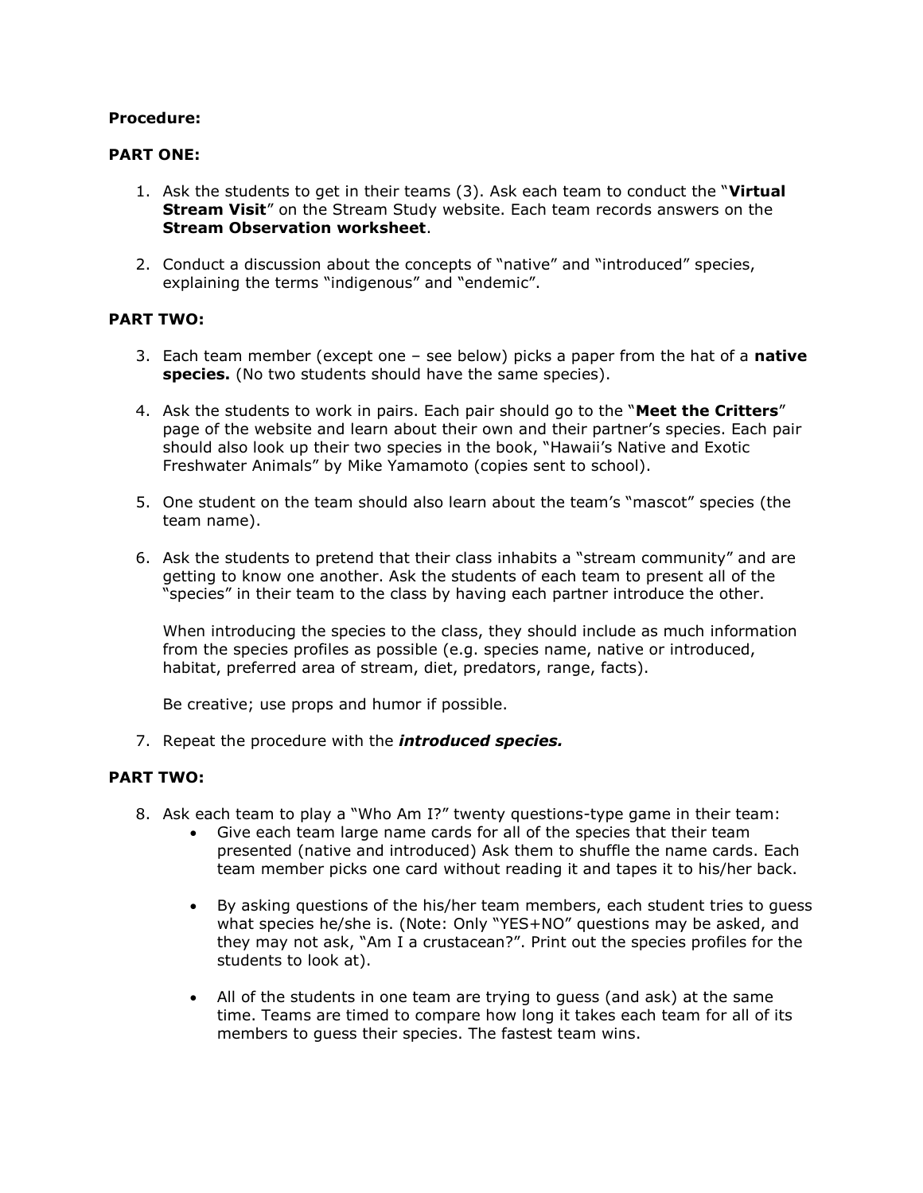**Procedure:**

**PART ONE:**

1. Ask the students to get in their teams (3). Ask each team to conduct the "**Virtual Stream Visit**" on the Stream Study website. Each team records answers on the **Stream Observation worksheet**.

2. Conduct a discussion about the concepts of "native" and "introduced" species, explaining the terms "indigenous" and "endemic".

**PART TWO:**

3. Each team member (except one – see below) picks a paper from the hat of a **native species.** (No two students should have the same species).

4. Ask the students to work in pairs. Each pair should go to the "**Meet the Critters**" page of the website and learn about their own and their partner's species. Each pair should also look up their two species in the book, "Hawaii's Native and Exotic Freshwater Animals" by Mike Yamamoto (copies sent to school).

5. One student on the team should also learn about the team's "mascot" species (the team name).

6. Ask the students to pretend that their class inhabits a "stream community" and are getting to know one another. Ask the students of each team to present all of the "species" in their team to the class by having each partner introduce the other.

   When introducing the species to the class, they should include as much information from the species profiles as possible (e.g. species name, native or introduced, habitat, preferred area of stream, diet, predators, range, facts).

   Be creative; use props and humor if possible.

7. Repeat the procedure with the ***introduced species.***

**PART TWO:**

8. Ask each team to play a "Who Am I?" twenty questions-type game in their team:
   - Give each team large name cards for all of the species that their team presented (native and introduced) Ask them to shuffle the name cards. Each team member picks one card without reading it and tapes it to his/her back.

   - By asking questions of the his/her team members, each student tries to guess what species he/she is. (Note: Only "YES+NO" questions may be asked, and they may not ask, "Am I a crustacean?". Print out the species profiles for the students to look at).

   - All of the students in one team are trying to guess (and ask) at the same time. Teams are timed to compare how long it takes each team for all of its members to guess their species. The fastest team wins.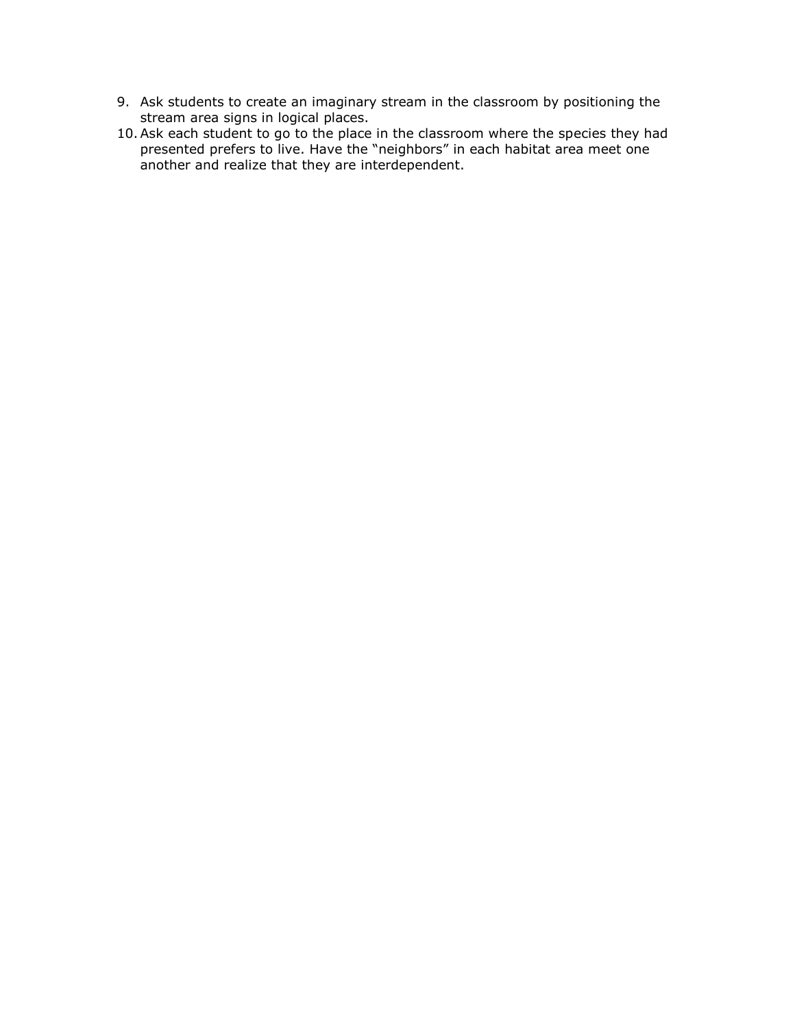9. Ask students to create an imaginary stream in the classroom by positioning the stream area signs in logical places.
10. Ask each student to go to the place in the classroom where the species they had presented prefers to live. Have the "neighbors" in each habitat area meet one another and realize that they are interdependent.